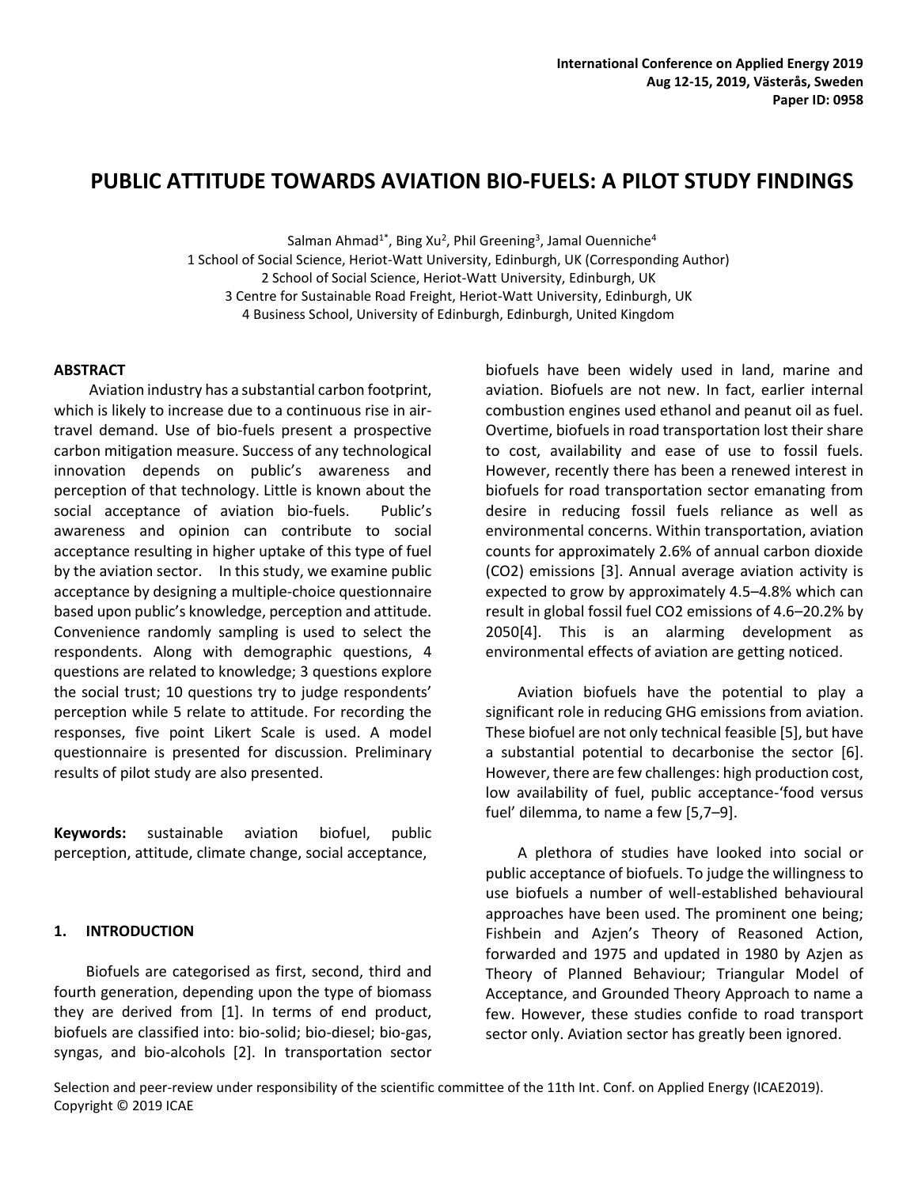# PUBLIC ATTITUDE TOWARDS AVIATION BIO-FUELS: A PILOT STUDY FINDINGS

Salman Ahmad[1*], Bing Xu[2], Phil Greening[3], Jamal Ouenniche[4]

1 School of Social Science, Heriot-Watt University, Edinburgh, UK (Corresponding Author)
2 School of Social Science, Heriot-Watt University, Edinburgh, UK
3 Centre for Sustainable Road Freight, Heriot-Watt University, Edinburgh, UK
4 Business School, University of Edinburgh, Edinburgh, United Kingdom

### ABSTRACT

Aviation industry has a substantial carbon footprint, which is likely to increase due to a continuous rise in air-travel demand. Use of bio-fuels present a prospective carbon mitigation measure. Success of any technological innovation depends on public's awareness and perception of that technology. Little is known about the social acceptance of aviation bio-fuels. Public's awareness and opinion can contribute to social acceptance resulting in higher uptake of this type of fuel by the aviation sector. In this study, we examine public acceptance by designing a multiple-choice questionnaire based upon public's knowledge, perception and attitude. Convenience randomly sampling is used to select the respondents. Along with demographic questions, 4 questions are related to knowledge; 3 questions explore the social trust; 10 questions try to judge respondents' perception while 5 relate to attitude. For recording the responses, five point Likert Scale is used. A model questionnaire is presented for discussion. Preliminary results of pilot study are also presented.

**Keywords:** sustainable aviation biofuel, public perception, attitude, climate change, social acceptance,

## 1. INTRODUCTION

Biofuels are categorised as first, second, third and fourth generation, depending upon the type of biomass they are derived from [1]. In terms of end product, biofuels are classified into: bio-solid; bio-diesel; bio-gas, syngas, and bio-alcohols [2]. In transportation sector biofuels have been widely used in land, marine and aviation. Biofuels are not new. In fact, earlier internal combustion engines used ethanol and peanut oil as fuel. Overtime, biofuels in road transportation lost their share to cost, availability and ease of use to fossil fuels. However, recently there has been a renewed interest in biofuels for road transportation sector emanating from desire in reducing fossil fuels reliance as well as environmental concerns. Within transportation, aviation counts for approximately 2.6% of annual carbon dioxide ($CO_2$) emissions [3]. Annual average aviation activity is expected to grow by approximately 4.5–4.8% which can result in global fossil fuel $CO_2$ emissions of 4.6–20.2% by 2050[4]. This is an alarming development as environmental effects of aviation are getting noticed.

Aviation biofuels have the potential to play a significant role in reducing GHG emissions from aviation. These biofuel are not only technical feasible [5], but have a substantial potential to decarbonise the sector [6]. However, there are few challenges: high production cost, low availability of fuel, public acceptance-'food versus fuel' dilemma, to name a few [5,7–9].

A plethora of studies have looked into social or public acceptance of biofuels. To judge the willingness to use biofuels a number of well-established behavioural approaches have been used. The prominent one being; Fishbein and Azjen's Theory of Reasoned Action, forwarded and 1975 and updated in 1980 by Azjen as Theory of Planned Behaviour; Triangular Model of Acceptance, and Grounded Theory Approach to name a few. However, these studies confide to road transport sector only. Aviation sector has greatly been ignored.

Selection and peer-review under responsibility of the scientific committee of the 11th Int. Conf. on Applied Energy (ICAE2019).
Copyright © 2019 ICAE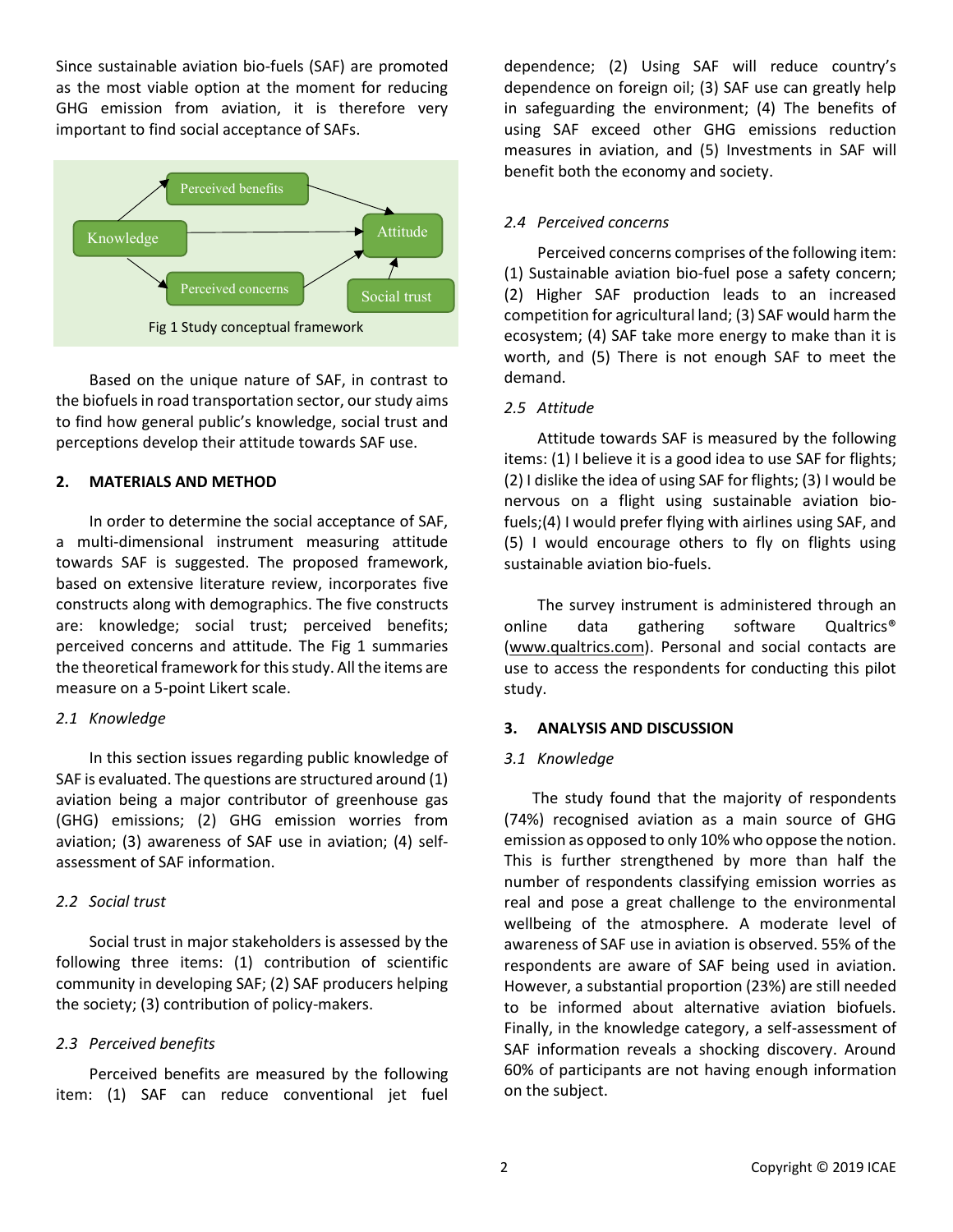Since sustainable aviation bio-fuels (SAF) are promoted as the most viable option at the moment for reducing GHG emission from aviation, it is therefore very important to find social acceptance of SAFs.

Fig 1 Study conceptual framework

Based on the unique nature of SAF, in contrast to the biofuels in road transportation sector, our study aims to find how general public's knowledge, social trust and perceptions develop their attitude towards SAF use.

## 2. MATERIALS AND METHOD

In order to determine the social acceptance of SAF, a multi-dimensional instrument measuring attitude towards SAF is suggested. The proposed framework, based on extensive literature review, incorporates five constructs along with demographics. The five constructs are: knowledge; social trust; perceived benefits; perceived concerns and attitude. The Fig 1 summaries the theoretical framework for this study. All the items are measure on a 5-point Likert scale.

### 2.1 Knowledge

In this section issues regarding public knowledge of SAF is evaluated. The questions are structured around (1) aviation being a major contributor of greenhouse gas (GHG) emissions; (2) GHG emission worries from aviation; (3) awareness of SAF use in aviation; (4) self-assessment of SAF information.

### 2.2 Social trust

Social trust in major stakeholders is assessed by the following three items: (1) contribution of scientific community in developing SAF; (2) SAF producers helping the society; (3) contribution of policy-makers.

### 2.3 Perceived benefits

Perceived benefits are measured by the following item: (1) SAF can reduce conventional jet fuel dependence; (2) Using SAF will reduce country's dependence on foreign oil; (3) SAF use can greatly help in safeguarding the environment; (4) The benefits of using SAF exceed other GHG emissions reduction measures in aviation, and (5) Investments in SAF will benefit both the economy and society.

### 2.4 Perceived concerns

Perceived concerns comprises of the following item: (1) Sustainable aviation bio-fuel pose a safety concern; (2) Higher SAF production leads to an increased competition for agricultural land; (3) SAF would harm the ecosystem; (4) SAF take more energy to make than it is worth, and (5) There is not enough SAF to meet the demand.

### 2.5 Attitude

Attitude towards SAF is measured by the following items: (1) I believe it is a good idea to use SAF for flights; (2) I dislike the idea of using SAF for flights; (3) I would be nervous on a flight using sustainable aviation bio-fuels;(4) I would prefer flying with airlines using SAF, and (5) I would encourage others to fly on flights using sustainable aviation bio-fuels.

The survey instrument is administered through an online data gathering software Qualtrics® (www.qualtrics.com). Personal and social contacts are use to access the respondents for conducting this pilot study.

## 3. ANALYSIS AND DISCUSSION

### 3.1 Knowledge

The study found that the majority of respondents (74%) recognised aviation as a main source of GHG emission as opposed to only 10% who oppose the notion. This is further strengthened by more than half the number of respondents classifying emission worries as real and pose a great challenge to the environmental wellbeing of the atmosphere. A moderate level of awareness of SAF use in aviation is observed. 55% of the respondents are aware of SAF being used in aviation. However, a substantial proportion (23%) are still needed to be informed about alternative aviation biofuels. Finally, in the knowledge category, a self-assessment of SAF information reveals a shocking discovery. Around 60% of participants are not having enough information on the subject.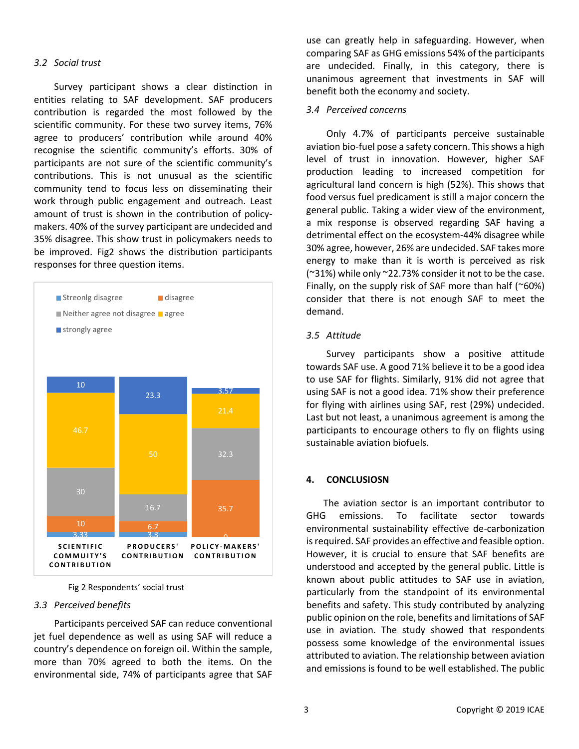### 3.2 *Social trust*

Survey participant shows a clear distinction in entities relating to SAF development. SAF producers contribution is regarded the most followed by the scientific community. For these two survey items, 76% agree to producers' contribution while around 40% recognise the scientific community's efforts. 30% of participants are not sure of the scientific community's contributions. This is not unusual as the scientific community tend to focus less on disseminating their work through public engagement and outreach. Least amount of trust is shown in the contribution of policy-makers. 40% of the survey participant are undecided and 35% disagree. This show trust in policymakers needs to be improved. Fig2 shows the distribution participants responses for three question items.

| | SCIENTIFIC COMMUITY'S CONTRIBUTION | PRODUCERS' CONTRIBUTION | POLICY-MAKERS' CONTRIBUTION |
|---|---|---|---|
| Streonlg disagree | 3.33 | 3.3 | 0 |
| disagree | 10 | 6.7 | 35.7 |
| Neither agree not disagree | 30 | 16.7 | 32.3 |
| agree | 46.7 | 50 | 21.4 |
| strongly agree | 10 | 23.3 | 3.57 |

Fig 2 Respondents' social trust

### 3.3 *Perceived benefits*

Participants perceived SAF can reduce conventional jet fuel dependence as well as using SAF will reduce a country's dependence on foreign oil. Within the sample, more than 70% agreed to both the items. On the environmental side, 74% of participants agree that SAF use can greatly help in safeguarding. However, when comparing SAF as GHG emissions 54% of the participants are undecided. Finally, in this category, there is unanimous agreement that investments in SAF will benefit both the economy and society.

### 3.4 *Perceived concerns*

Only 4.7% of participants perceive sustainable aviation bio-fuel pose a safety concern. This shows a high level of trust in innovation. However, higher SAF production leading to increased competition for agricultural land concern is high (52%). This shows that food versus fuel predicament is still a major concern the general public. Taking a wider view of the environment, a mix response is observed regarding SAF having a detrimental effect on the ecosystem-44% disagree while 30% agree, however, 26% are undecided. SAF takes more energy to make than it is worth is perceived as risk (~31%) while only ~22.73% consider it not to be the case. Finally, on the supply risk of SAF more than half (~60%) consider that there is not enough SAF to meet the demand.

### 3.5 *Attitude*

Survey participants show a positive attitude towards SAF use. A good 71% believe it to be a good idea to use SAF for flights. Similarly, 91% did not agree that using SAF is not a good idea. 71% show their preference for flying with airlines using SAF, rest (29%) undecided. Last but not least, a unanimous agreement is among the participants to encourage others to fly on flights using sustainable aviation biofuels.

## 4. CONCLUSIOSN

The aviation sector is an important contributor to GHG emissions. To facilitate sector towards environmental sustainability effective de-carbonization is required. SAF provides an effective and feasible option. However, it is crucial to ensure that SAF benefits are understood and accepted by the general public. Little is known about public attitudes to SAF use in aviation, particularly from the standpoint of its environmental benefits and safety. This study contributed by analyzing public opinion on the role, benefits and limitations of SAF use in aviation. The study showed that respondents possess some knowledge of the environmental issues attributed to aviation. The relationship between aviation and emissions is found to be well established. The public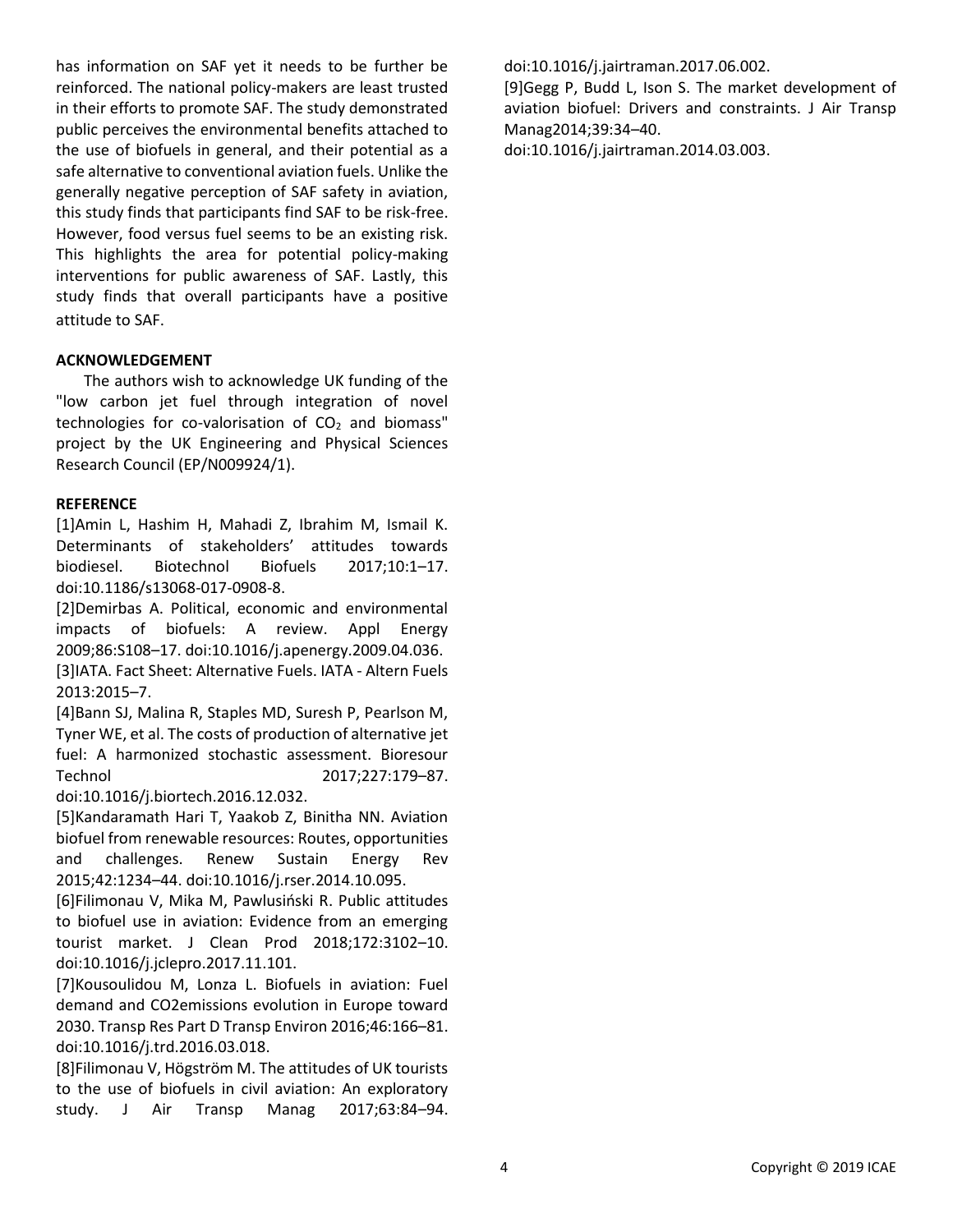has information on SAF yet it needs to be further be reinforced. The national policy-makers are least trusted in their efforts to promote SAF. The study demonstrated public perceives the environmental benefits attached to the use of biofuels in general, and their potential as a safe alternative to conventional aviation fuels. Unlike the generally negative perception of SAF safety in aviation, this study finds that participants find SAF to be risk-free. However, food versus fuel seems to be an existing risk. This highlights the area for potential policy-making interventions for public awareness of SAF. Lastly, this study finds that overall participants have a positive attitude to SAF.

## ACKNOWLEDGEMENT

The authors wish to acknowledge UK funding of the "low carbon jet fuel through integration of novel technologies for co-valorisation of $CO_2$ and biomass" project by the UK Engineering and Physical Sciences Research Council (EP/N009924/1).

## REFERENCE

[1]Amin L, Hashim H, Mahadi Z, Ibrahim M, Ismail K. Determinants of stakeholders' attitudes towards biodiesel. Biotechnol Biofuels 2017;10:1–17. doi:10.1186/s13068-017-0908-8.

[2]Demirbas A. Political, economic and environmental impacts of biofuels: A review. Appl Energy 2009;86:S108–17. doi:10.1016/j.apenergy.2009.04.036.

[3]IATA. Fact Sheet: Alternative Fuels. IATA - Altern Fuels 2013:2015–7.

[4]Bann SJ, Malina R, Staples MD, Suresh P, Pearlson M, Tyner WE, et al. The costs of production of alternative jet fuel: A harmonized stochastic assessment. Bioresour Technol 2017;227:179–87. doi:10.1016/j.biortech.2016.12.032.

[5]Kandaramath Hari T, Yaakob Z, Binitha NN. Aviation biofuel from renewable resources: Routes, opportunities and challenges. Renew Sustain Energy Rev 2015;42:1234–44. doi:10.1016/j.rser.2014.10.095.

[6]Filimonau V, Mika M, Pawlusiński R. Public attitudes to biofuel use in aviation: Evidence from an emerging tourist market. J Clean Prod 2018;172:3102–10. doi:10.1016/j.jclepro.2017.11.101.

[7]Kousoulidou M, Lonza L. Biofuels in aviation: Fuel demand and CO2emissions evolution in Europe toward 2030. Transp Res Part D Transp Environ 2016;46:166–81. doi:10.1016/j.trd.2016.03.018.

[8]Filimonau V, Högström M. The attitudes of UK tourists to the use of biofuels in civil aviation: An exploratory study. J Air Transp Manag 2017;63:84–94. doi:10.1016/j.jairtraman.2017.06.002.

[9]Gegg P, Budd L, Ison S. The market development of aviation biofuel: Drivers and constraints. J Air Transp Manag2014;39:34–40. doi:10.1016/j.jairtraman.2014.03.003.